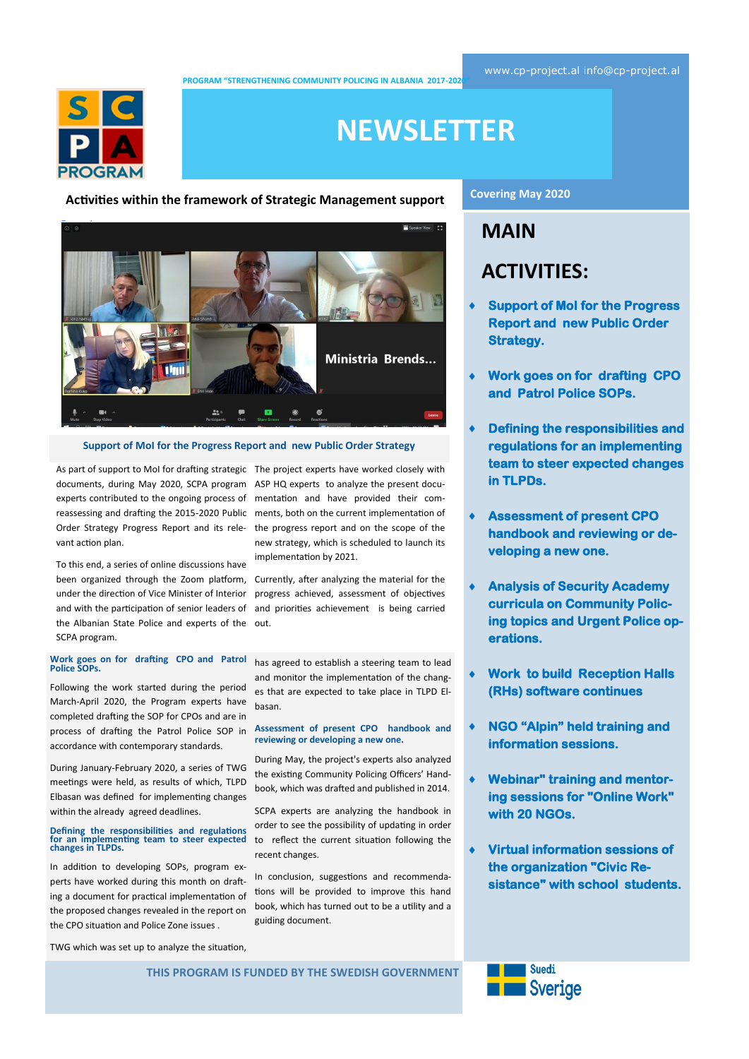www.cp-project.al info@cp-project.al

PROGRAM "STRENGTHENING COMMUNITY POLICING IN ALBANIA 2017-2020"

# NEWSLETTER

Covering May 2020

## Activities within the framework of Strategic Management support

Support of MoI for the Progress Report and new Public Order Strategy

As part of support to MoI for drafting strategic documents, during May 2020, SCPA program experts contributed to the ongoing process of reassessing and drafting the 2015-2020 Public Order Strategy Progress Report and its relevant action plan.

To this end, a series of online discussions have been organized through the Zoom platform, under the direction of Vice Minister of Interior and with the participation of senior leaders of the Albanian State Police and experts of the SCPA program.

The project experts have worked closely with ASP HQ experts to analyze the present documents, both on the current implementation of the progress report and on the scope of the new strategy, which is scheduled to launch its implementation by 2021.

Currently, after analyzing the material for the progress achieved, assessment of objectives and priorities achievement is being carried out.

### Work goes on for drafting CPO and Patrol Police SOPs.

Following the work started during the period March-April 2020, the Program experts have completed drafting the SOP for CPOs and are in process of drafting the Patrol Police SOP in accordance with contemporary standards.

During January-February 2020, a series of TWG meetings were held, as results of which, TLPD Elbasan was defined for implementing changes within the already agreed deadlines.

### Defining the responsibilities and regulations for an implementing team to steer expected changes in TLPDs.

In addition to developing SOPs, program experts have worked during this month on drafting a document for practical implementation of the proposed changes revealed in the report on the CPO situation and Police Zone issues .

TWG which was set up to analyze the situation, has agreed to establish a steering team to lead and monitor the implementation of the changes that are expected to take place in TLPD Elbasan.

### Assessment of present CPO handbook and reviewing or developing a new one.

During May, the project's experts also analyzed the existing Community Policing Officers' Handbook, which was drafted and published in 2014.

SCPA experts are analyzing the handbook in order to see the possibility of updating in order to reflect the current situation following the recent changes.

In conclusion, suggestions and recommendations will be provided to improve this hand book, which has turned out to be a utility and a guiding document.

## MAIN ACTIVITIES:

- **Support of MoI for the Progress Report and new Public Order Strategy.**
- **Work goes on for drafting CPO and Patrol Police SOPs.**
- **Defining the responsibilities and regulations for an implementing team to steer expected changes in TLPDs.**
- **Assessment of present CPO handbook and reviewing or developing a new one.**
- **Analysis of Security Academy curricula on Community Policing topics and Urgent Police operations.**
- **Work to build Reception Halls (RHs) software continues**
- **NGO "Alpin" held training and information sessions.**
- **Webinar" training and mentoring sessions for "Online Work" with 20 NGOs.**
- **Virtual information sessions of the organization "Civic Resistance" with school students.**

THIS PROGRAM IS FUNDED BY THE SWEDISH GOVERNMENT

Suedi Sverige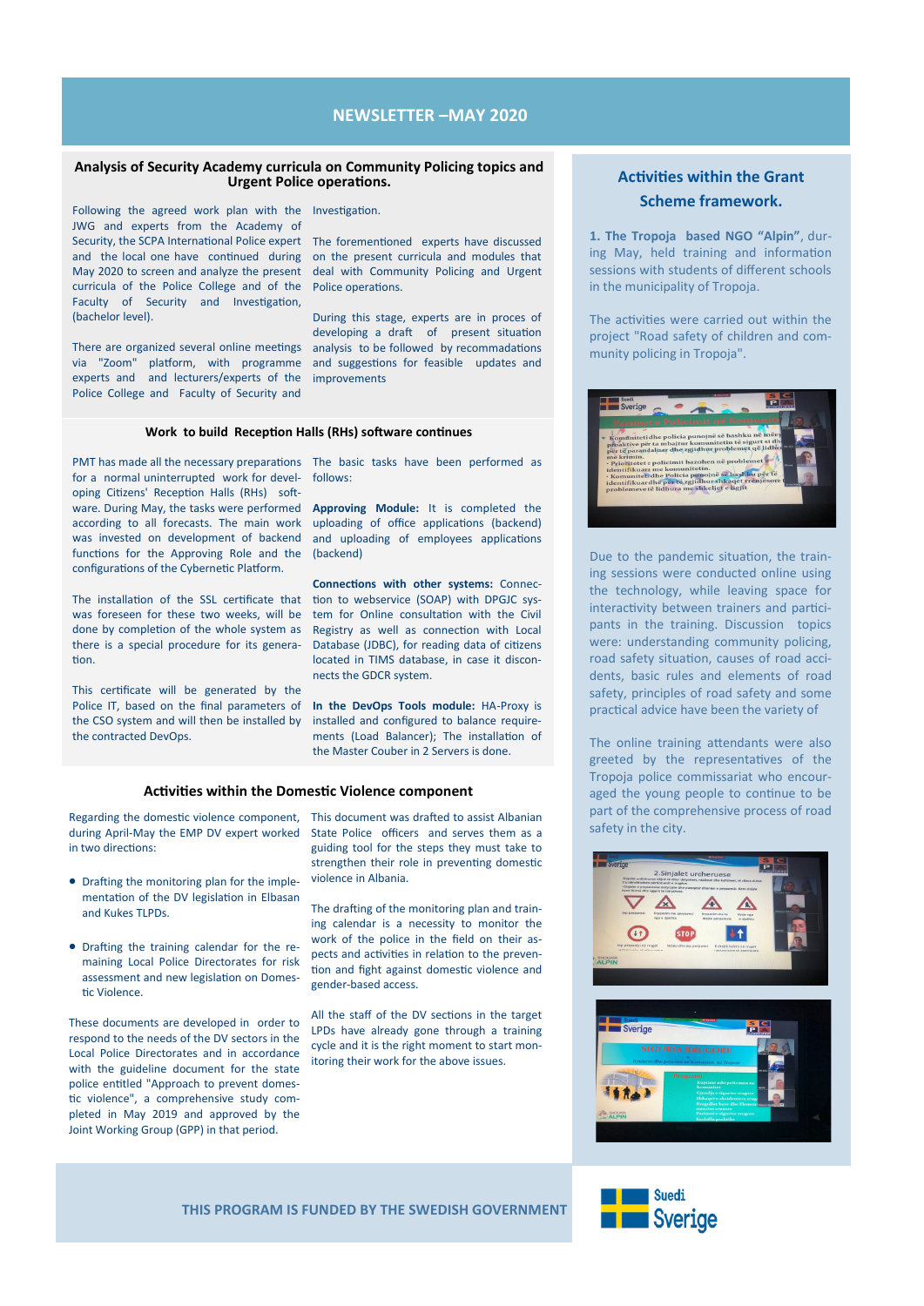# NEWSLETTER –MAY 2020

## Analysis of Security Academy curricula on Community Policing topics and Urgent Police operations.

Following the agreed work plan with the JWG and experts from the Academy of Security, the SCPA International Police expert and the local one have continued during May 2020 to screen and analyze the present curricula of the Police College and of the Faculty of Security and Investigation, (bachelor level).

There are organized several online meetings via "Zoom" platform, with programme experts and and lecturers/experts of the Police College and Faculty of Security and Investigation.

The forementioned experts have discussed on the present curricula and modules that deal with Community Policing and Urgent Police operations.

During this stage, experts are in proces of developing a draft of present situation analysis to be followed by recommadations and suggestions for feasible updates and improvements

## Work to build Reception Halls (RHs) software continues

PMT has made all the necessary preparations for a normal uninterrupted work for developing Citizens' Reception Halls (RHs) software. During May, the tasks were performed according to all forecasts. The main work was invested on development of backend functions for the Approving Role and the configurations of the Cybernetic Platform.

The installation of the SSL certificate that was foreseen for these two weeks, will be done by completion of the whole system as there is a special procedure for its generation.

This certificate will be generated by the Police IT, based on the final parameters of the CSO system and will then be installed by the contracted DevOps.

The basic tasks have been performed as follows:

**Approving Module:** It is completed the uploading of office applications (backend) and uploading of employees applications (backend)

**Connections with other systems:** Connection to webservice (SOAP) with DPGJC system for Online consultation with the Civil Registry as well as connection with Local Database (JDBC), for reading data of citizens located in TIMS database, in case it disconnects the GDCR system.

**In the DevOps Tools module:** HA-Proxy is installed and configured to balance requirements (Load Balancer); The installation of the Master Couber in 2 Servers is done.

## Activities within the Domestic Violence component

Regarding the domestic violence component, during April-May the EMP DV expert worked in two directions:

- Drafting the monitoring plan for the implementation of the DV legislation in Elbasan and Kukes TLPDs.
- Drafting the training calendar for the remaining Local Police Directorates for risk assessment and new legislation on Domestic Violence.

These documents are developed in order to respond to the needs of the DV sectors in the Local Police Directorates and in accordance with the guideline document for the state police entitled "Approach to prevent domestic violence", a comprehensive study completed in May 2019 and approved by the Joint Working Group (GPP) in that period.

This document was drafted to assist Albanian State Police and serves them as a guiding tool for the steps they must take to strengthen their role in preventing domestic violence in Albania.

The drafting of the monitoring plan and training calendar is a necessity to monitor the work of the police in the field on their aspects and activities in relation to the prevention and fight against domestic violence and gender-based access.

All the staff of the DV sections in the target LPDs have already gone through a training cycle and it is the right moment to start monitoring their work for the above issues.

## Activities within the Grant Scheme framework.

**1. The Tropoja based NGO "Alpin"**, during May, held training and information sessions with students of different schools in the municipality of Tropoja.

The activities were carried out within the project "Road safety of children and community policing in Tropoja".

Due to the pandemic situation, the training sessions were conducted online using the technology, while leaving space for interactivity between trainers and participants in the training. Discussion topics were: understanding community policing, road safety situation, causes of road accidents, basic rules and elements of road safety, principles of road safety and some practical advice have been the variety of

The online training attendants were also greeted by the representatives of the Tropoja police commissariat who encouraged the young people to continue to be part of the comprehensive process of road safety in the city.

**THIS PROGRAM IS FUNDED BY THE SWEDISH GOVERNMENT**

Suedi Sverige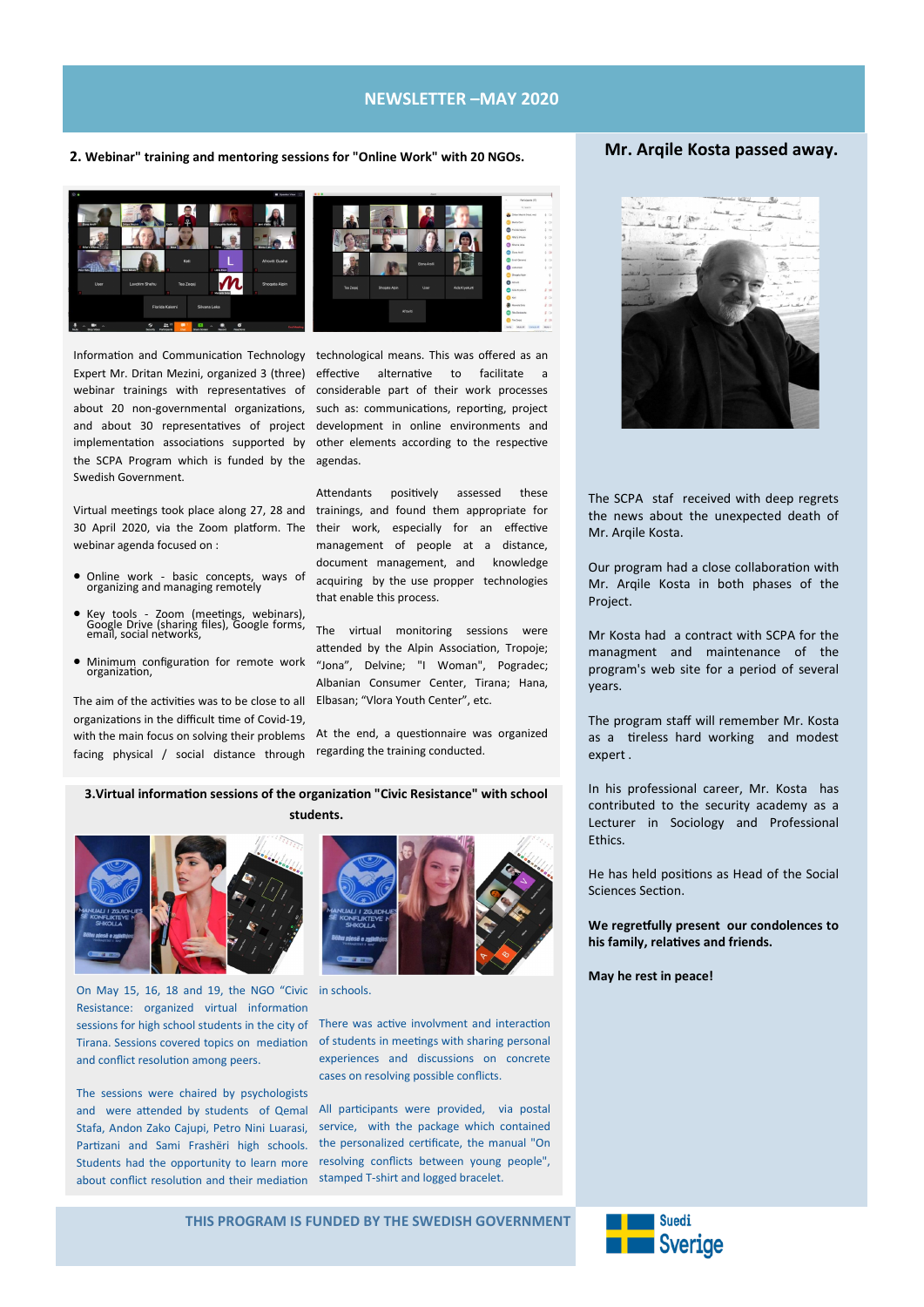# NEWSLETTER –MAY 2020

## 2. Webinar" training and mentoring sessions for "Online Work" with 20 NGOs.

Information and Communication Technology Expert Mr. Dritan Mezini, organized 3 (three) webinar trainings with representatives of about 20 non-governmental organizations, and about 30 representatives of project implementation associations supported by the SCPA Program which is funded by the Swedish Government.

Virtual meetings took place along 27, 28 and 30 April 2020, via the Zoom platform. The webinar agenda focused on :

- Online work - basic concepts, ways of organizing and managing remotely
- Key tools - Zoom (meetings, webinars), Google Drive (sharing files), Google forms, email, social networks,
- Minimum configuration for remote work organization,

The aim of the activities was to be close to all organizations in the difficult time of Covid-19, with the main focus on solving their problems facing physical / social distance through technological means. This was offered as an effective alternative to facilitate a considerable part of their work processes such as: communications, reporting, project development in online environments and other elements according to the respective agendas.

Attendants positively assessed these trainings, and found them appropriate for their work, especially for an effective management of people at a distance, document management, and knowledge acquiring by the use propper technologies that enable this process.

The virtual monitoring sessions were attended by the Alpin Association, Tropoje; "Jona", Delvine; "I Woman", Pogradec; Albanian Consumer Center, Tirana; Hana, Elbasan; "Vlora Youth Center", etc.

At the end, a questionnaire was organized regarding the training conducted.

## 3.Virtual information sessions of the organization "Civic Resistance" with school students.

On May 15, 16, 18 and 19, the NGO "Civic Resistance: organized virtual information sessions for high school students in the city of Tirana. Sessions covered topics on mediation and conflict resolution among peers.

The sessions were chaired by psychologists and were attended by students of Qemal Stafa, Andon Zako Cajupi, Petro Nini Luarasi, Partizani and Sami Frashëri high schools. Students had the opportunity to learn more about conflict resolution and their mediation in schools.

There was active involvment and interaction of students in meetings with sharing personal experiences and discussions on concrete cases on resolving possible conflicts.

All participants were provided, via postal service, with the package which contained the personalized certificate, the manual "On resolving conflicts between young people", stamped T-shirt and logged bracelet.

## Mr. Arqile Kosta passed away.

The SCPA staf received with deep regrets the news about the unexpected death of Mr. Arqile Kosta.

Our program had a close collaboration with Mr. Arqile Kosta in both phases of the Project.

Mr Kosta had a contract with SCPA for the managment and maintenance of the program's web site for a period of several years.

The program staff will remember Mr. Kosta as a tireless hard working and modest expert .

In his professional career, Mr. Kosta has contributed to the security academy as a Lecturer in Sociology and Professional Ethics.

He has held positions as Head of the Social Sciences Section.

**We regretfully present our condolences to his family, relatives and friends.**

**May he rest in peace!**

THIS PROGRAM IS FUNDED BY THE SWEDISH GOVERNMENT

Suedi
Sverige